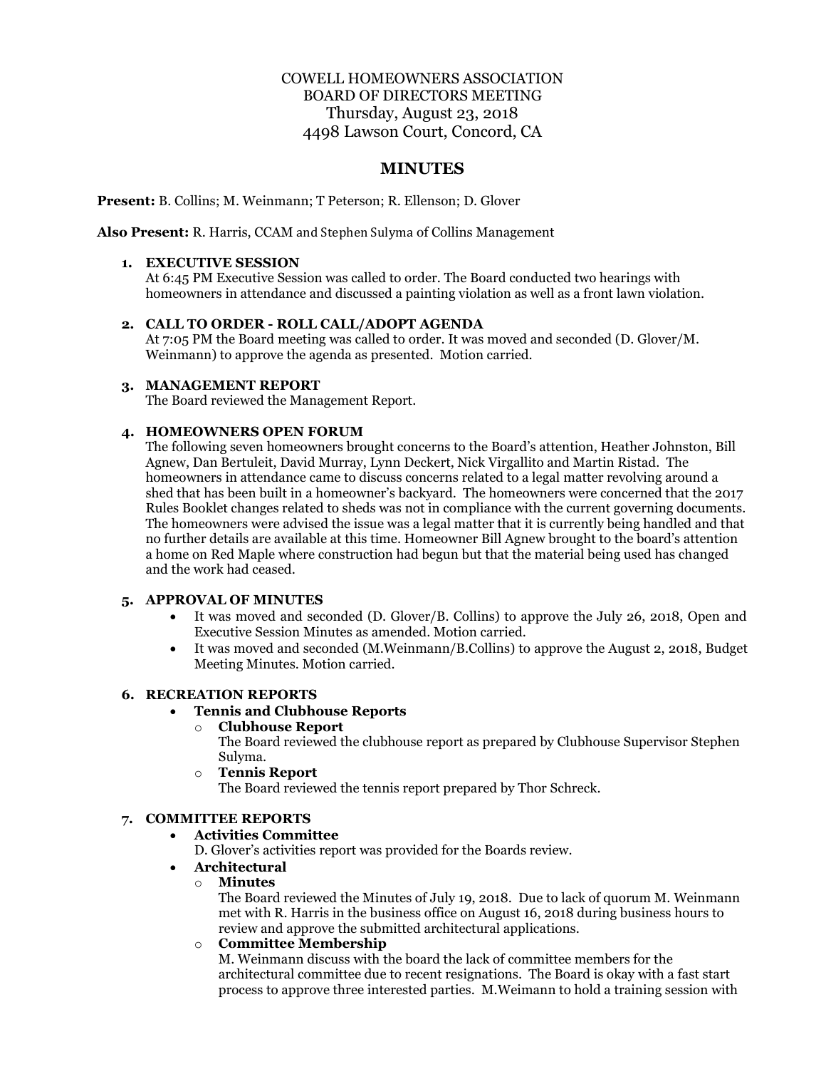COWELL HOMEOWNERS ASSOCIATION
BOARD OF DIRECTORS MEETING
Thursday, August 23, 2018
4498 Lawson Court, Concord, CA

# MINUTES

**Present:** B. Collins; M. Weinmann; T Peterson; R. Ellenson; D. Glover

**Also Present:** R. Harris, CCAM and Stephen Sulyma of Collins Management

1. **EXECUTIVE SESSION**
   At 6:45 PM Executive Session was called to order. The Board conducted two hearings with homeowners in attendance and discussed a painting violation as well as a front lawn violation.

2. **CALL TO ORDER - ROLL CALL/ADOPT AGENDA**
   At 7:05 PM the Board meeting was called to order. It was moved and seconded (D. Glover/M. Weinmann) to approve the agenda as presented. Motion carried.

3. **MANAGEMENT REPORT**
   The Board reviewed the Management Report.

4. **HOMEOWNERS OPEN FORUM**
   The following seven homeowners brought concerns to the Board's attention, Heather Johnston, Bill Agnew, Dan Bertuleit, David Murray, Lynn Deckert, Nick Virgallito and Martin Ristad. The homeowners in attendance came to discuss concerns related to a legal matter revolving around a shed that has been built in a homeowner's backyard. The homeowners were concerned that the 2017 Rules Booklet changes related to sheds was not in compliance with the current governing documents. The homeowners were advised the issue was a legal matter that it is currently being handled and that no further details are available at this time. Homeowner Bill Agnew brought to the board's attention a home on Red Maple where construction had begun but that the material being used has changed and the work had ceased.

5. **APPROVAL OF MINUTES**
   - It was moved and seconded (D. Glover/B. Collins) to approve the July 26, 2018, Open and Executive Session Minutes as amended. Motion carried.
   - It was moved and seconded (M.Weinmann/B.Collins) to approve the August 2, 2018, Budget Meeting Minutes. Motion carried.

6. **RECREATION REPORTS**
   - **Tennis and Clubhouse Reports**
     - **Clubhouse Report**
       The Board reviewed the clubhouse report as prepared by Clubhouse Supervisor Stephen Sulyma.
     - **Tennis Report**
       The Board reviewed the tennis report prepared by Thor Schreck.

7. **COMMITTEE REPORTS**
   - **Activities Committee**
     D. Glover's activities report was provided for the Boards review.
   - **Architectural**
     - **Minutes**
       The Board reviewed the Minutes of July 19, 2018. Due to lack of quorum M. Weinmann met with R. Harris in the business office on August 16, 2018 during business hours to review and approve the submitted architectural applications.
     - **Committee Membership**
       M. Weinmann discuss with the board the lack of committee members for the architectural committee due to recent resignations. The Board is okay with a fast start process to approve three interested parties. M.Weimann to hold a training session with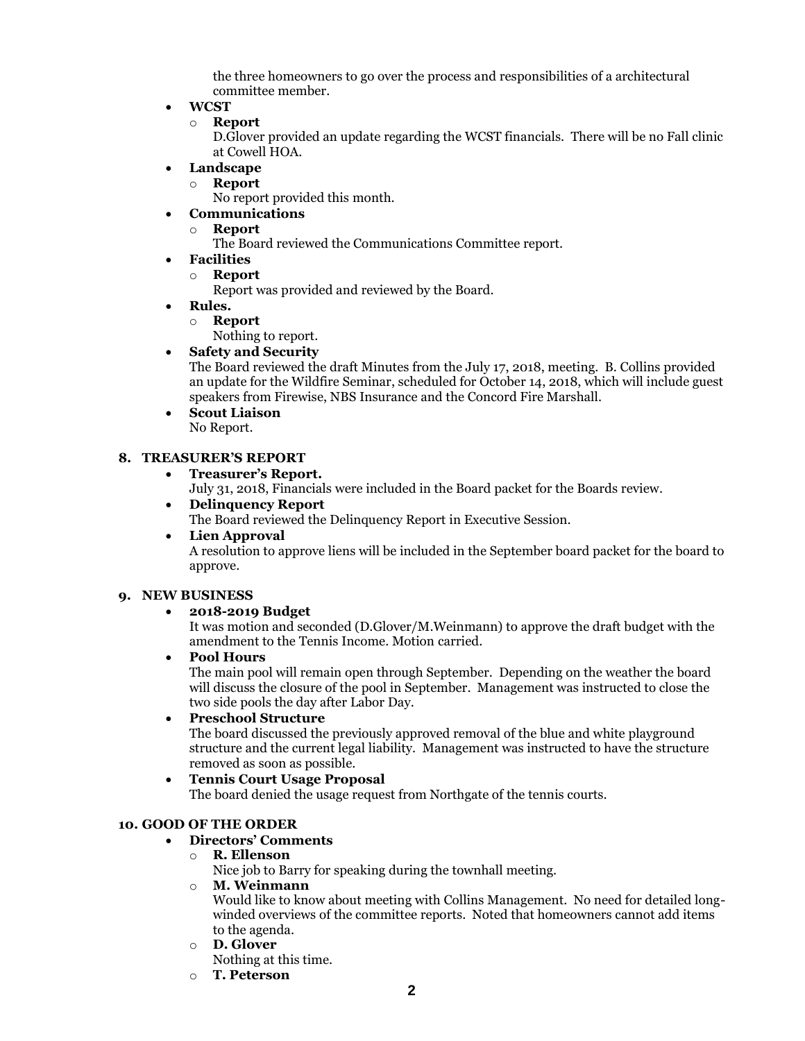the three homeowners to go over the process and responsibilities of a architectural committee member.

- **WCST**
  - **Report**
    D.Glover provided an update regarding the WCST financials. There will be no Fall clinic at Cowell HOA.
- **Landscape**
  - **Report**
    No report provided this month.
- **Communications**
  - **Report**
    The Board reviewed the Communications Committee report.
- **Facilities**
  - **Report**
    Report was provided and reviewed by the Board.
- **Rules.**
  - **Report**
    Nothing to report.
- **Safety and Security**
  The Board reviewed the draft Minutes from the July 17, 2018, meeting. B. Collins provided an update for the Wildfire Seminar, scheduled for October 14, 2018, which will include guest speakers from Firewise, NBS Insurance and the Concord Fire Marshall.
- **Scout Liaison**
  No Report.

**8. TREASURER'S REPORT**

- **Treasurer's Report.**
  July 31, 2018, Financials were included in the Board packet for the Boards review.
- **Delinquency Report**
  The Board reviewed the Delinquency Report in Executive Session.
- **Lien Approval**
  A resolution to approve liens will be included in the September board packet for the board to approve.

**9. NEW BUSINESS**

- **2018-2019 Budget**
  It was motion and seconded (D.Glover/M.Weinmann) to approve the draft budget with the amendment to the Tennis Income. Motion carried.
- **Pool Hours**
  The main pool will remain open through September. Depending on the weather the board will discuss the closure of the pool in September. Management was instructed to close the two side pools the day after Labor Day.
- **Preschool Structure**
  The board discussed the previously approved removal of the blue and white playground structure and the current legal liability. Management was instructed to have the structure removed as soon as possible.
- **Tennis Court Usage Proposal**
  The board denied the usage request from Northgate of the tennis courts.

**10. GOOD OF THE ORDER**

- **Directors' Comments**
  - **R. Ellenson**
    Nice job to Barry for speaking during the townhall meeting.
  - **M. Weinmann**
    Would like to know about meeting with Collins Management. No need for detailed long-winded overviews of the committee reports. Noted that homeowners cannot add items to the agenda.
  - **D. Glover**
    Nothing at this time.
  - **T. Peterson**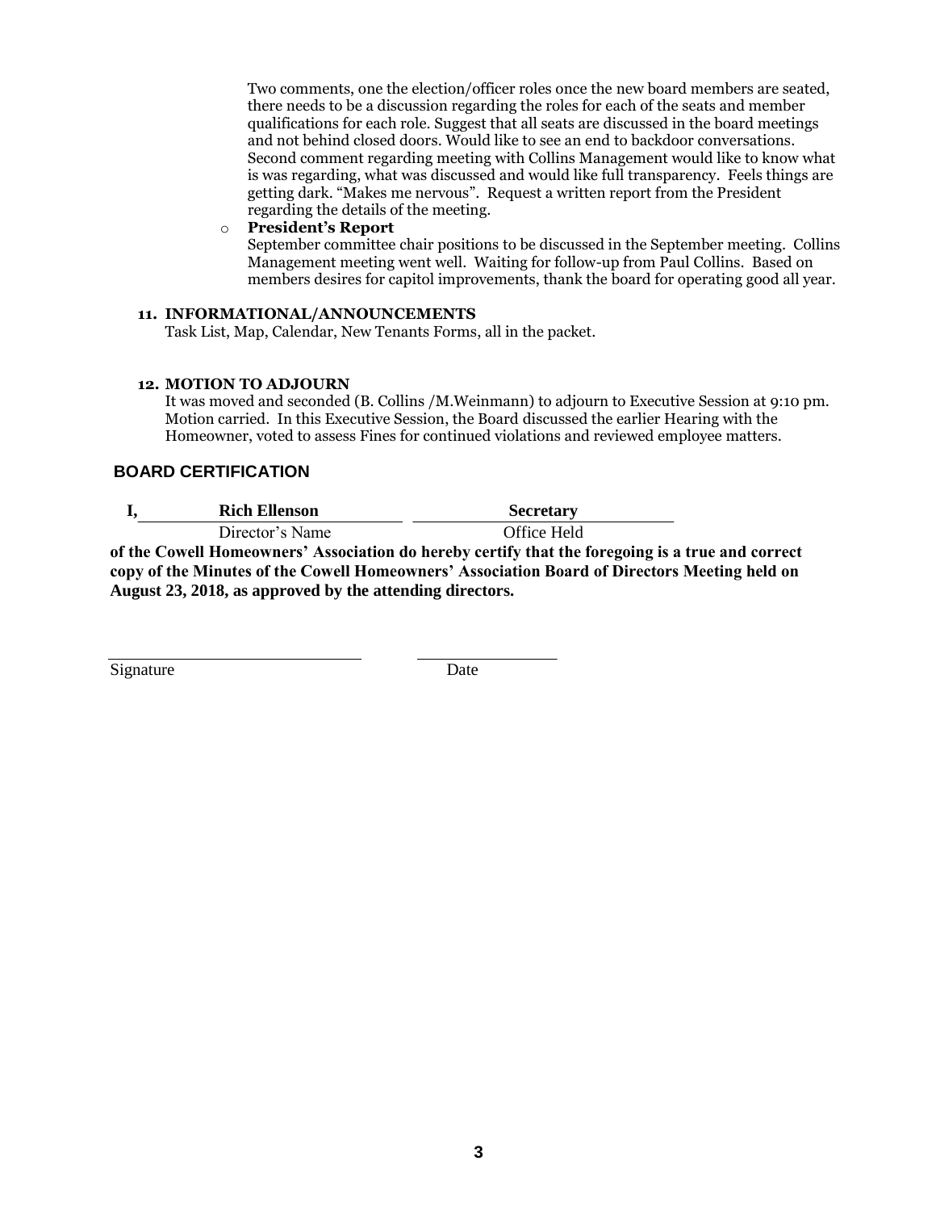Two comments, one the election/officer roles once the new board members are seated, there needs to be a discussion regarding the roles for each of the seats and member qualifications for each role. Suggest that all seats are discussed in the board meetings and not behind closed doors. Would like to see an end to backdoor conversations. Second comment regarding meeting with Collins Management would like to know what is was regarding, what was discussed and would like full transparency. Feels things are getting dark. "Makes me nervous". Request a written report from the President regarding the details of the meeting.

- **President's Report**
  September committee chair positions to be discussed in the September meeting. Collins Management meeting went well. Waiting for follow-up from Paul Collins. Based on members desires for capitol improvements, thank the board for operating good all year.

**11. INFORMATIONAL/ANNOUNCEMENTS**

Task List, Map, Calendar, New Tenants Forms, all in the packet.

**12. MOTION TO ADJOURN**

It was moved and seconded (B. Collins /M.Weinmann) to adjourn to Executive Session at 9:10 pm. Motion carried. In this Executive Session, the Board discussed the earlier Hearing with the Homeowner, voted to assess Fines for continued violations and reviewed employee matters.

## BOARD CERTIFICATION

I, **Rich Ellenson** **Secretary**

Director's Name Office Held

**of the Cowell Homeowners' Association do hereby certify that the foregoing is a true and correct copy of the Minutes of the Cowell Homeowners' Association Board of Directors Meeting held on August 23, 2018, as approved by the attending directors.**

\_\_\_\_\_\_\_\_\_\_\_\_\_\_\_\_\_\_\_\_\_\_\_\_\_\_\_\_ \_\_\_\_\_\_\_\_\_\_\_\_\_\_\_\_

Signature Date